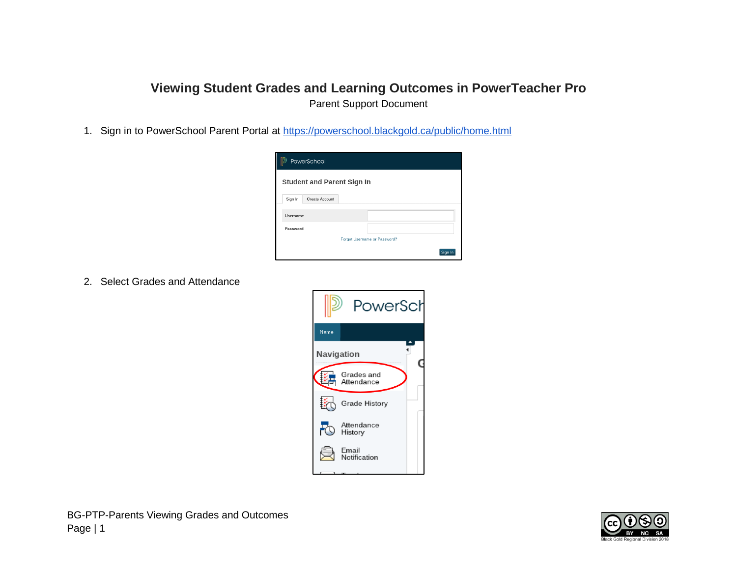# Viewing Student Grades and Learning Outcomes in PowerTeacher Pro

Parent Support Document

1. Sign in to PowerSchool Parent Portal at [https://powerschool.blackgold.ca/public/home.html](https://powerschool.blackgold.ca/public/home.html)

2. Select Grades and Attendance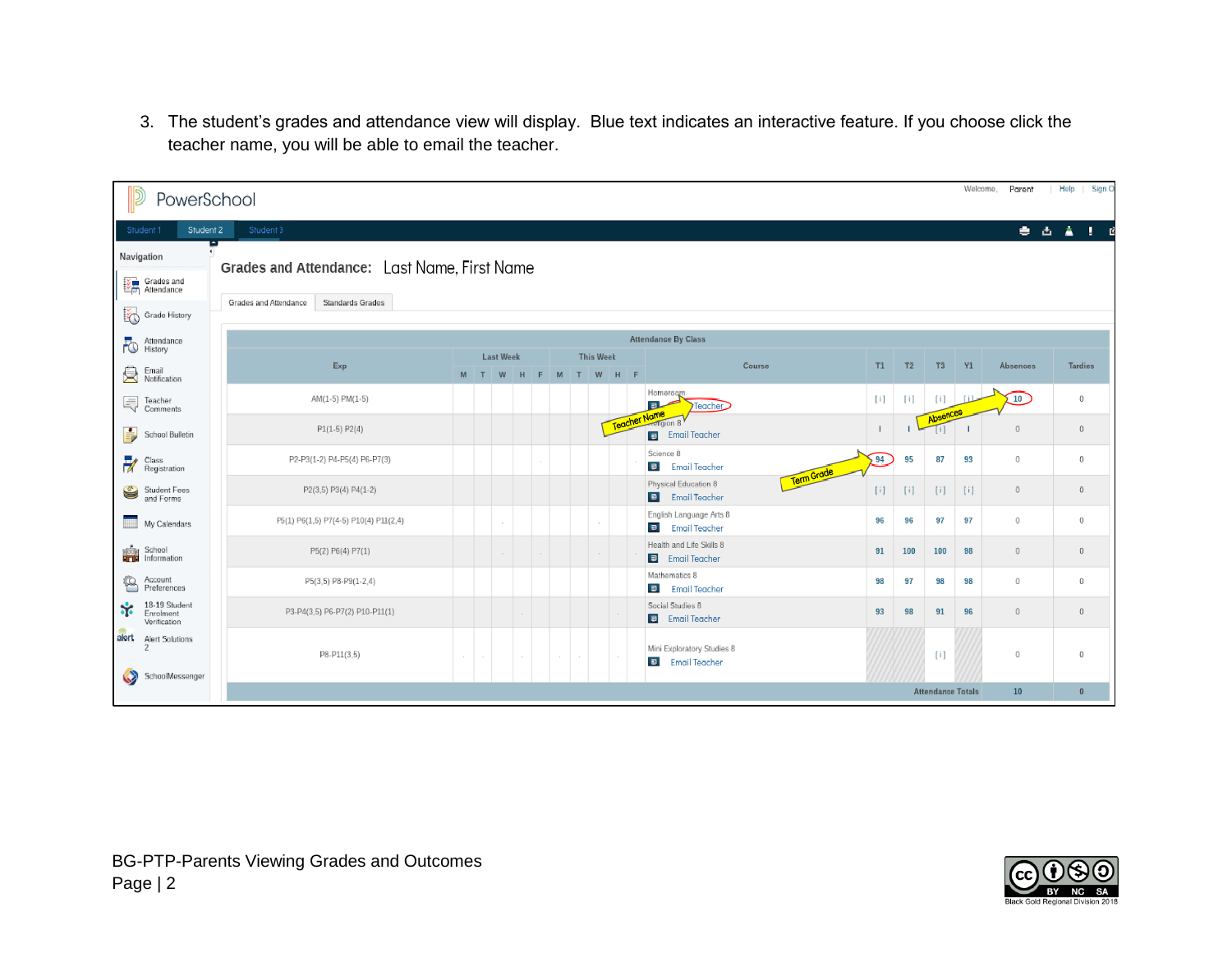3. The student's grades and attendance view will display. Blue text indicates an interactive feature. If you choose click the teacher name, you will be able to email the teacher.

PowerSchool

Welcome, Parent | Help | Sign O

Student 1 | Student 2 | Student 3

**Navigation**

- Grades and Attendance
- Grade History
- Attendance History
- Email Notification
- Teacher Comments
- School Bulletin
- Class Registration
- Student Fees and Forms
- My Calendars
- School Information
- Account Preferences
- 18-19 Student Enrolment Verification
- Alert Solutions 2
- SchoolMessenger

**Grades and Attendance:** Last Name, First Name

Grades and Attendance | Standards Grades

**Attendance By Class**

| Exp | Last Week M | T | W | H | F | This Week M | T | W | H | F | Course | T1 | T2 | T3 | Y1 | Absences | Tardies |
|---|---|---|---|---|---|---|---|---|---|---|---|---|---|---|---|---|---|
| AM(1-5) PM(1-5) | | | | | | | | | | | Homeroom Teacher | [ i ] | [ i ] | [ i ] | [ i ] | 10 | 0 |
| P1(1-5) P2(4) | | | | | | | | | | | Religion 8 Email Teacher | I | I | [ i ] | I | 0 | 0 |
| P2-P3(1-2) P4-P5(4) P6-P7(3) | | | | | | | | | | | Science 8 Email Teacher | 94 | 95 | 87 | 93 | 0 | 0 |
| P2(3,5) P3(4) P4(1-2) | | | | | | | | | | | Physical Education 8 Email Teacher | [ i ] | [ i ] | [ i ] | [ i ] | 0 | 0 |
| P5(1) P6(1,5) P7(4-5) P10(4) P11(2,4) | | | | | | | | | | | English Language Arts 8 Email Teacher | 96 | 96 | 97 | 97 | 0 | 0 |
| P5(2) P6(4) P7(1) | | | | | | | | | | | Health and Life Skills 8 Email Teacher | 91 | 100 | 100 | 98 | 0 | 0 |
| P5(3,5) P8-P9(1-2,4) | | | | | | | | | | | Mathematics 8 Email Teacher | 98 | 97 | 98 | 98 | 0 | 0 |
| P3-P4(3,5) P6-P7(2) P10-P11(1) | | | | | | | | | | | Social Studies 8 Email Teacher | 93 | 98 | 91 | 96 | 0 | 0 |
| P8-P11(3,5) | | | | | | | | | | | Mini Exploratory Studies 8 Email Teacher | | | [ i ] | | 0 | 0 |
| | | | | | | | | | | | | | | | Attendance Totals | 10 | 0 |

Callouts: Teacher Name; Absences; Term Grade

BG-PTP-Parents Viewing Grades and Outcomes

Black Gold Regional Division 2018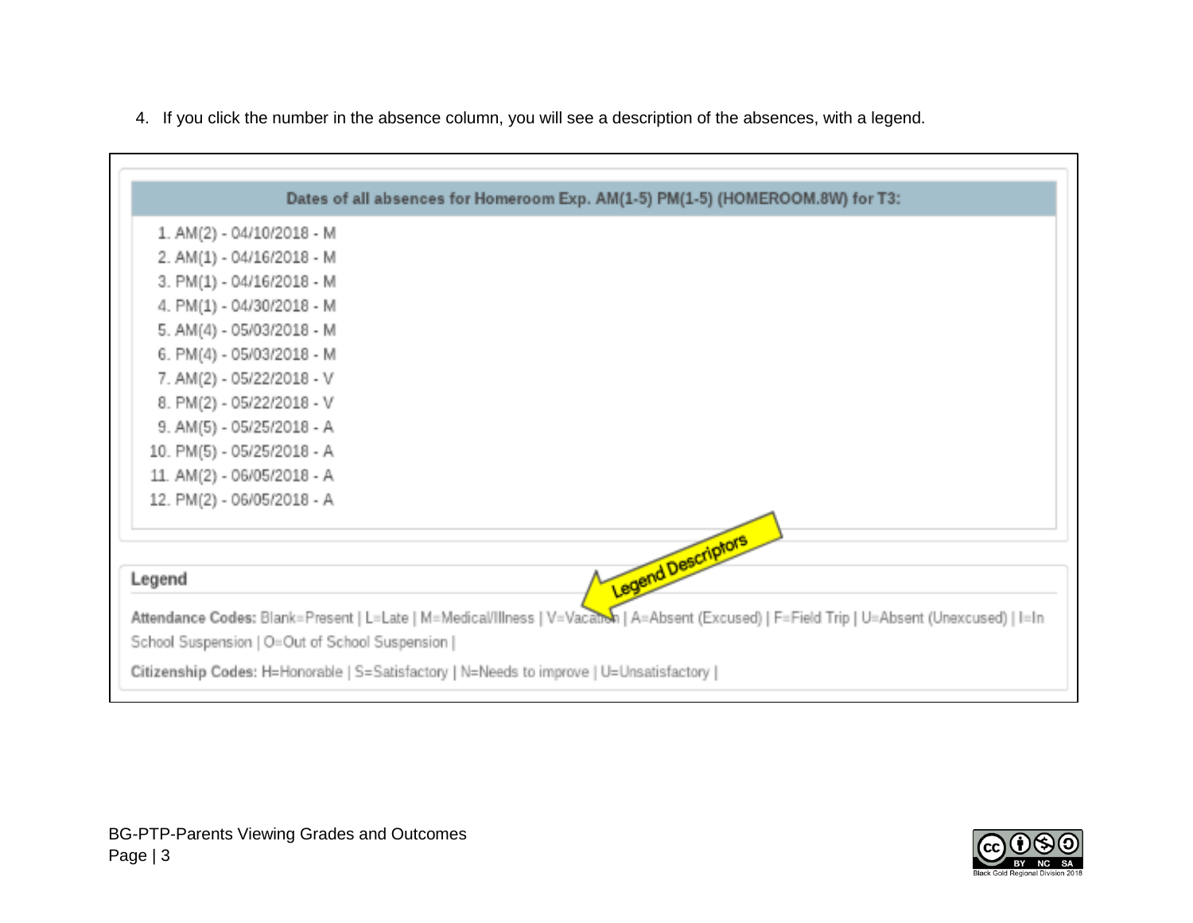4. If you click the number in the absence column, you will see a description of the absences, with a legend.

**Dates of all absences for Homeroom Exp. AM(1-5) PM(1-5) (HOMEROOM.8W) for T3:**

1. AM(2) - 04/10/2018 - M
2. AM(1) - 04/16/2018 - M
3. PM(1) - 04/16/2018 - M
4. PM(1) - 04/30/2018 - M
5. AM(4) - 05/03/2018 - M
6. PM(4) - 05/03/2018 - M
7. AM(2) - 05/22/2018 - V
8. PM(2) - 05/22/2018 - V
9. AM(5) - 05/25/2018 - A
10. PM(5) - 05/25/2018 - A
11. AM(2) - 06/05/2018 - A
12. PM(2) - 06/05/2018 - A

Legend Descriptors

**Legend**

**Attendance Codes:** Blank=Present | L=Late | M=Medical/Illness | V=Vacation | A=Absent (Excused) | F=Field Trip | U=Absent (Unexcused) | I=In School Suspension | O=Out of School Suspension |

**Citizenship Codes:** H=Honorable | S=Satisfactory | N=Needs to improve | U=Unsatisfactory |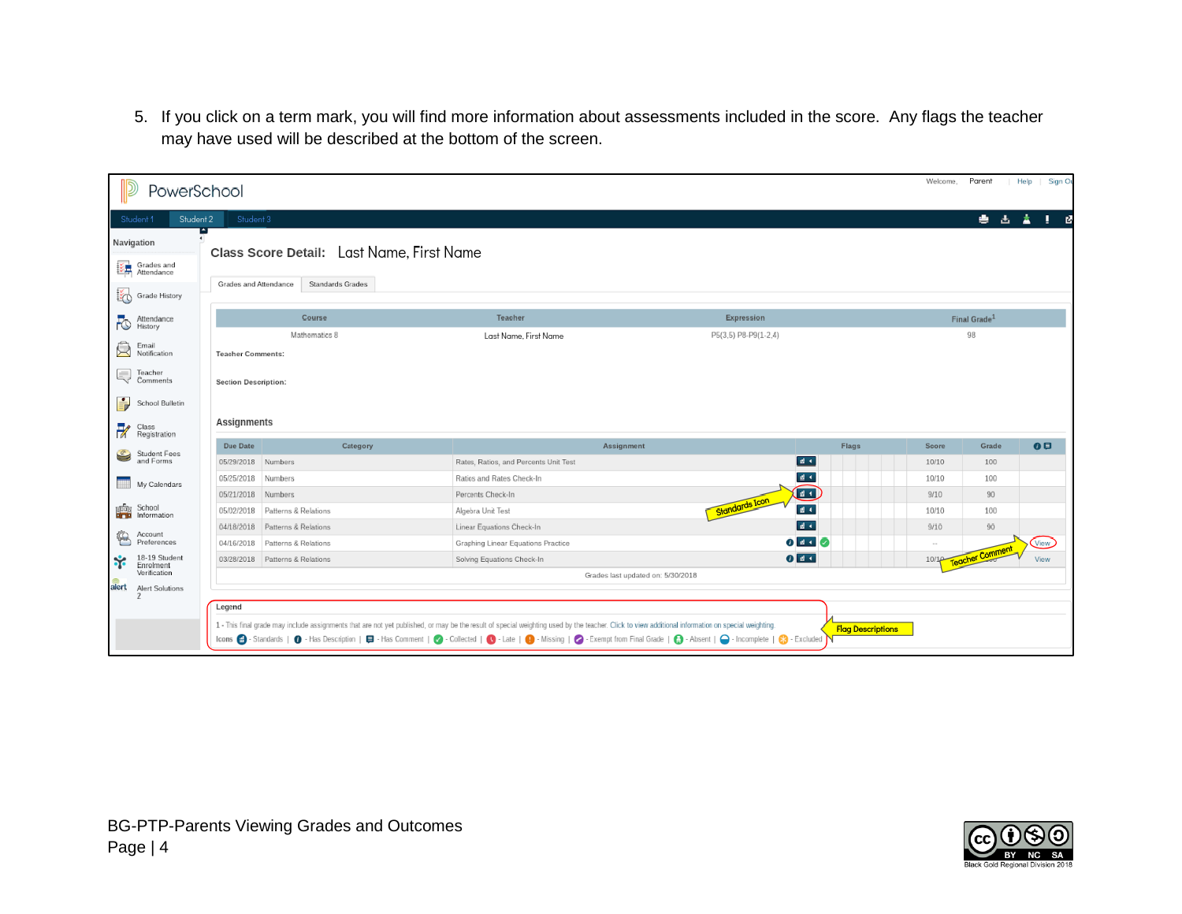5. If you click on a term mark, you will find more information about assessments included in the score. Any flags the teacher may have used will be described at the bottom of the screen.

PowerSchool

Welcome, Parent | Help | Sign Out

Student 1 | Student 2 | Student 3

Navigation
- Grades and Attendance
- Grade History
- Attendance History
- Email Notification
- Teacher Comments
- School Bulletin
- Class Registration
- Student Fees and Forms
- My Calendars
- School Information
- Account Preferences
- 18-19 Student Enrolment Verification
- Alert Solutions 2

## Class Score Detail: Last Name, First Name

Grades and Attendance | Standards Grades

| Course | Teacher | Expression | Final Grade[1] |
|---|---|---|---|
| Mathematics 8 | Last Name, First Name | P5(3,5) P8-P9(1-2,4) | 98 |

**Teacher Comments:**

**Section Description:**

### Assignments

| Due Date | Category | Assignment | Flags | Score | Grade | |
|---|---|---|---|---|---|---|
| 05/29/2018 | Numbers | Rates, Ratios, and Percents Unit Test | | 10/10 | 100 | |
| 05/25/2018 | Numbers | Ratios and Rates Check-In | | 10/10 | 100 | |
| 05/21/2018 | Numbers | Percents Check-In | | 9/10 | 90 | |
| 05/02/2018 | Patterns & Relations | Algebra Unit Test | | 10/10 | 100 | |
| 04/18/2018 | Patterns & Relations | Linear Equations Check-In | | 9/10 | 90 | |
| 04/16/2018 | Patterns & Relations | Graphing Linear Equations Practice | | -- | | View |
| 03/28/2018 | Patterns & Relations | Solving Equations Check-In | | 10/10 | 100 | View |

Grades last updated on: 5/30/2018

Standards Icon

Teacher Comment

**Legend**

1 - This final grade may include assignments that are not yet published, or may be the result of special weighting used by the teacher. Click to view additional information on special weighting.

Icons - Standards | - Has Description | - Has Comment | - Collected | - Late | - Missing | - Exempt from Final Grade | - Absent | - Incomplete | - Excluded

Flag Descriptions

BG-PTP-Parents Viewing Grades and Outcomes
Page | 4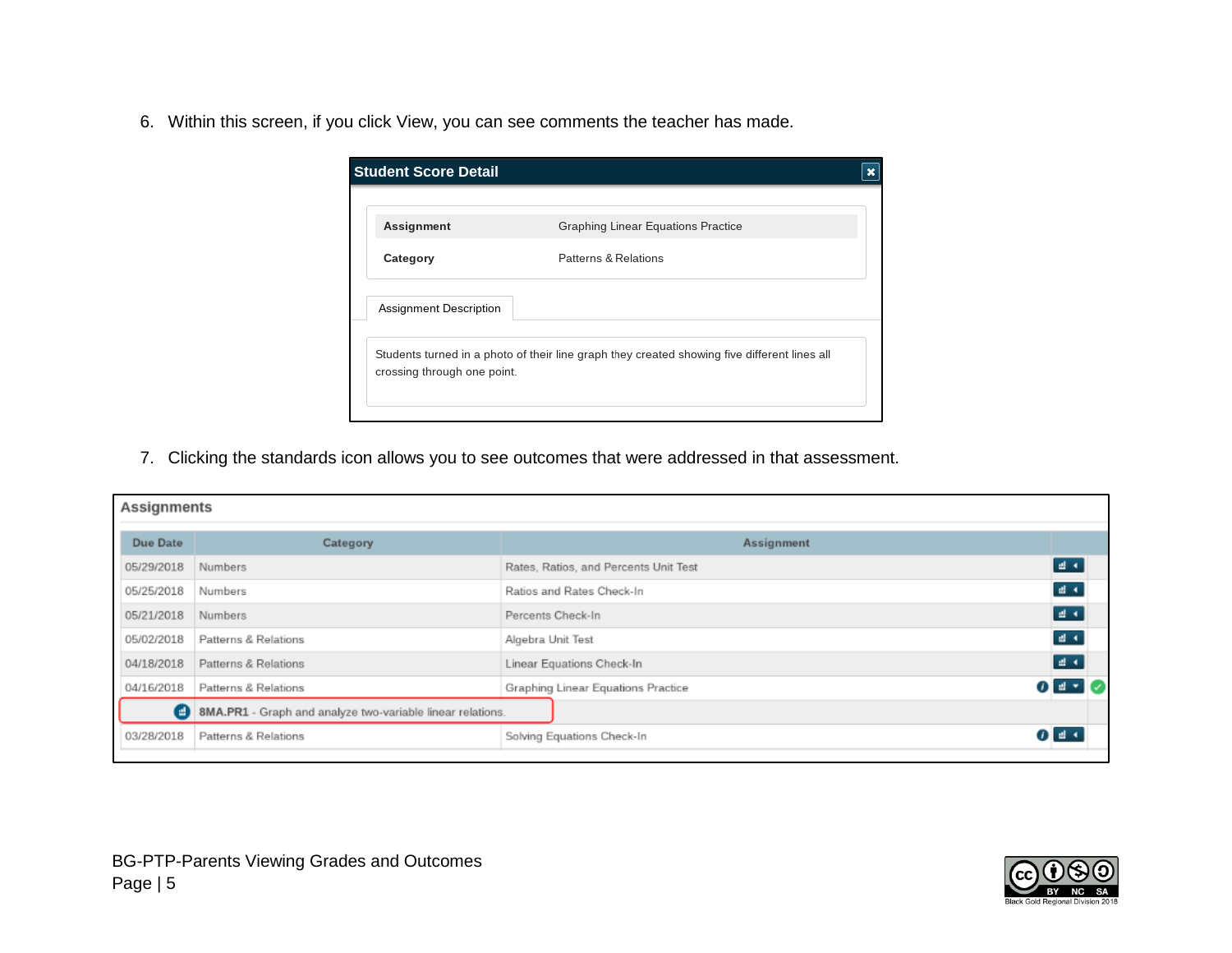6. Within this screen, if you click View, you can see comments the teacher has made.

**Student Score Detail**

| | |
|---|---|
| **Assignment** | Graphing Linear Equations Practice |
| **Category** | Patterns & Relations |

Assignment Description

Students turned in a photo of their line graph they created showing five different lines all crossing through one point.

7. Clicking the standards icon allows you to see outcomes that were addressed in that assessment.

**Assignments**

| Due Date | Category | Assignment |
|---|---|---|
| 05/29/2018 | Numbers | Rates, Ratios, and Percents Unit Test |
| 05/25/2018 | Numbers | Ratios and Rates Check-In |
| 05/21/2018 | Numbers | Percents Check-In |
| 05/02/2018 | Patterns & Relations | Algebra Unit Test |
| 04/18/2018 | Patterns & Relations | Linear Equations Check-In |
| 04/16/2018 | Patterns & Relations | Graphing Linear Equations Practice |
| | **8MA.PR1** - Graph and analyze two-variable linear relations. | |
| 03/28/2018 | Patterns & Relations | Solving Equations Check-In |

BG-PTP-Parents Viewing Grades and Outcomes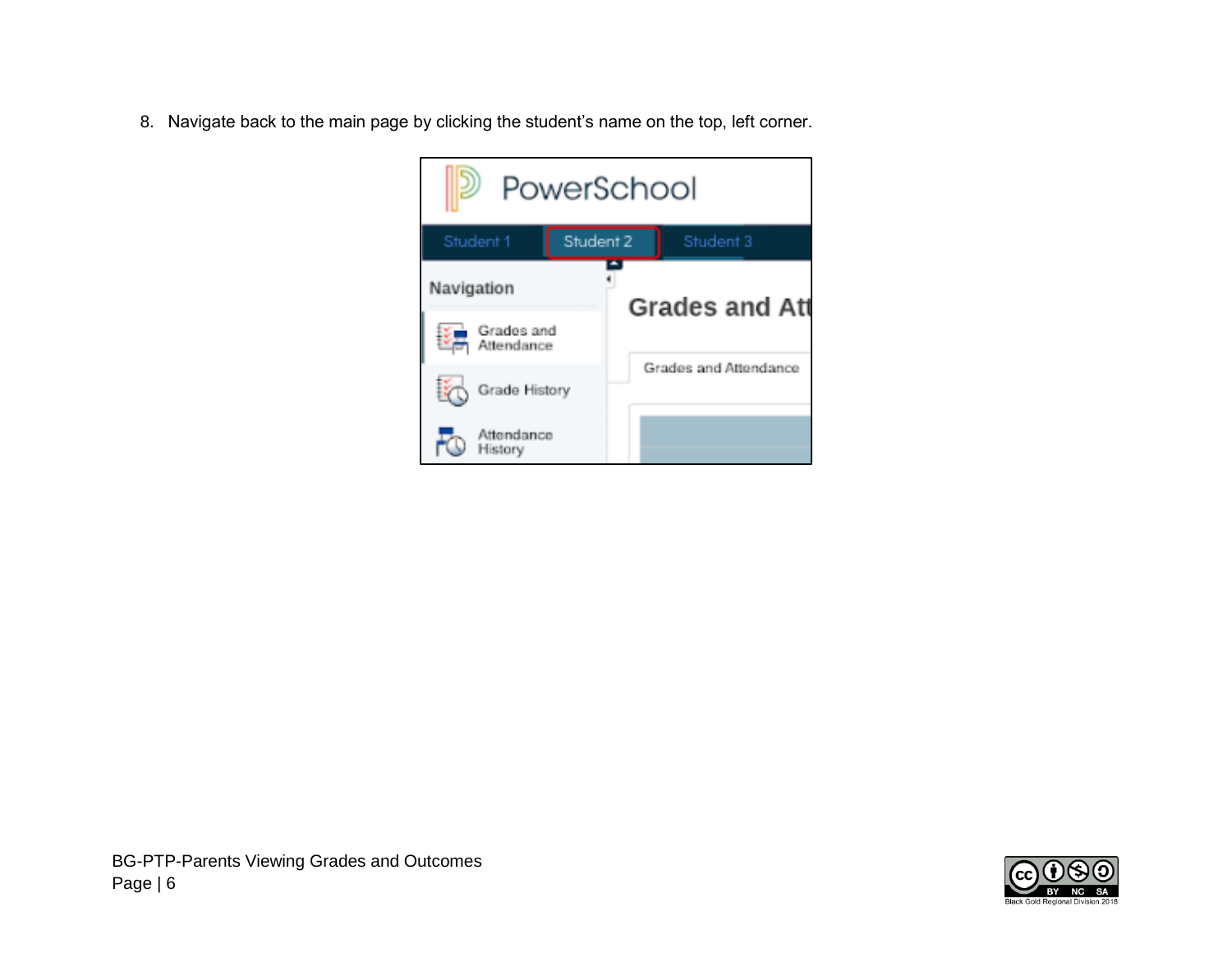8. Navigate back to the main page by clicking the student's name on the top, left corner.